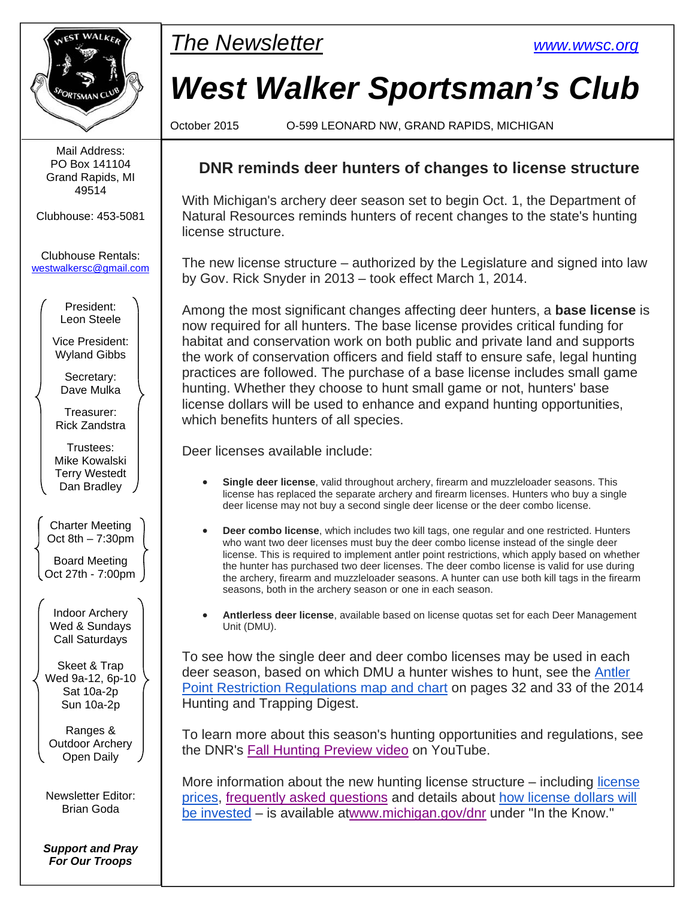*The Newsletter* [www.wwsc.org](www.wwsc.org)

# West Walker Sportsman's Club

October 2015 O-599 LEONARD NW, GRAND RAPIDS, MICHIGAN

Mail Address:
PO Box 141104
Grand Rapids, MI
49514

Clubhouse: 453-5081

Clubhouse Rentals:
westwalkersc@gmail.com

President:
Leon Steele

Vice President:
Wyland Gibbs

Secretary:
Dave Mulka

Treasurer:
Rick Zandstra

Trustees:
Mike Kowalski
Terry Westedt
Dan Bradley

Charter Meeting
Oct 8th – 7:30pm

Board Meeting
Oct 27th - 7:00pm

Indoor Archery
Wed & Sundays
Call Saturdays

Skeet & Trap
Wed 9a-12, 6p-10
Sat 10a-2p
Sun 10a-2p

Ranges &
Outdoor Archery
Open Daily

Newsletter Editor:
Brian Goda

***Support and Pray For Our Troops***

## DNR reminds deer hunters of changes to license structure

With Michigan's archery deer season set to begin Oct. 1, the Department of Natural Resources reminds hunters of recent changes to the state's hunting license structure.

The new license structure – authorized by the Legislature and signed into law by Gov. Rick Snyder in 2013 – took effect March 1, 2014.

Among the most significant changes affecting deer hunters, a **base license** is now required for all hunters. The base license provides critical funding for habitat and conservation work on both public and private land and supports the work of conservation officers and field staff to ensure safe, legal hunting practices are followed. The purchase of a base license includes small game hunting. Whether they choose to hunt small game or not, hunters' base license dollars will be used to enhance and expand hunting opportunities, which benefits hunters of all species.

Deer licenses available include:

- **Single deer license**, valid throughout archery, firearm and muzzleloader seasons. This license has replaced the separate archery and firearm licenses. Hunters who buy a single deer license may not buy a second single deer license or the deer combo license.
- **Deer combo license**, which includes two kill tags, one regular and one restricted. Hunters who want two deer licenses must buy the deer combo license instead of the single deer license. This is required to implement antler point restrictions, which apply based on whether the hunter has purchased two deer licenses. The deer combo license is valid for use during the archery, firearm and muzzleloader seasons. A hunter can use both kill tags in the firearm seasons, both in the archery season or one in each season.
- **Antlerless deer license**, available based on license quotas set for each Deer Management Unit (DMU).

To see how the single deer and deer combo licenses may be used in each deer season, based on which DMU a hunter wishes to hunt, see the Antler Point Restriction Regulations map and chart on pages 32 and 33 of the 2014 Hunting and Trapping Digest.

To learn more about this season's hunting opportunities and regulations, see the DNR's Fall Hunting Preview video on YouTube.

More information about the new hunting license structure – including license prices, frequently asked questions and details about how license dollars will be invested – is available atwww.michigan.gov/dnr under "In the Know."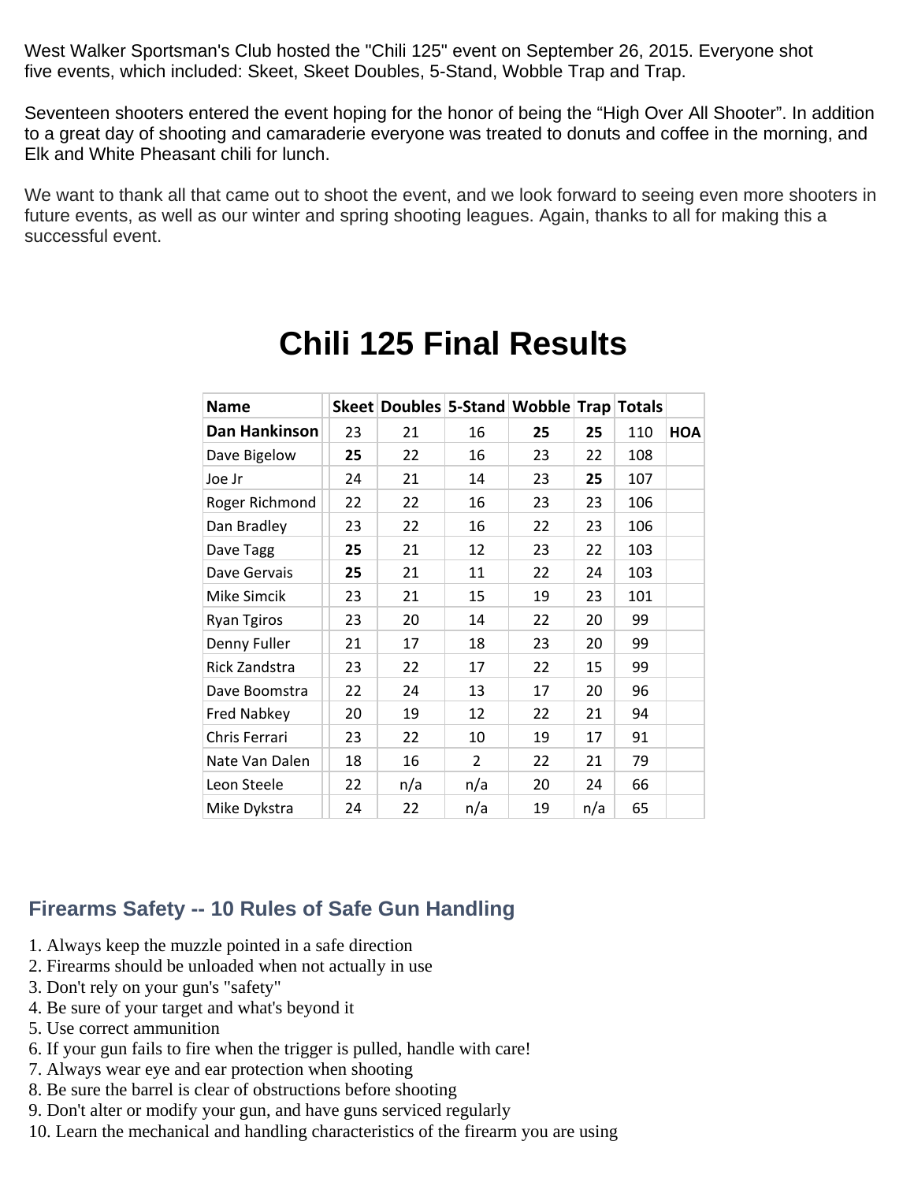West Walker Sportsman's Club hosted the "Chili 125" event on September 26, 2015. Everyone shot five events, which included: Skeet, Skeet Doubles, 5-Stand, Wobble Trap and Trap.

Seventeen shooters entered the event hoping for the honor of being the “High Over All Shooter”. In addition to a great day of shooting and camaraderie everyone was treated to donuts and coffee in the morning, and Elk and White Pheasant chili for lunch.

We want to thank all that came out to shoot the event, and we look forward to seeing even more shooters in future events, as well as our winter and spring shooting leagues. Again, thanks to all for making this a successful event.

# Chili 125 Final Results

| Name | Skeet | Doubles | 5-Stand | Wobble | Trap | Totals | |
|---|---|---|---|---|---|---|---|
| **Dan Hankinson** | 23 | 21 | 16 | **25** | **25** | 110 | **HOA** |
| Dave Bigelow | **25** | 22 | 16 | 23 | 22 | 108 | |
| Joe Jr | 24 | 21 | 14 | 23 | **25** | 107 | |
| Roger Richmond | 22 | 22 | 16 | 23 | 23 | 106 | |
| Dan Bradley | 23 | 22 | 16 | 22 | 23 | 106 | |
| Dave Tagg | **25** | 21 | 12 | 23 | 22 | 103 | |
| Dave Gervais | **25** | 21 | 11 | 22 | 24 | 103 | |
| Mike Simcik | 23 | 21 | 15 | 19 | 23 | 101 | |
| Ryan Tgiros | 23 | 20 | 14 | 22 | 20 | 99 | |
| Denny Fuller | 21 | 17 | 18 | 23 | 20 | 99 | |
| Rick Zandstra | 23 | 22 | 17 | 22 | 15 | 99 | |
| Dave Boomstra | 22 | 24 | 13 | 17 | 20 | 96 | |
| Fred Nabkey | 20 | 19 | 12 | 22 | 21 | 94 | |
| Chris Ferrari | 23 | 22 | 10 | 19 | 17 | 91 | |
| Nate Van Dalen | 18 | 16 | 2 | 22 | 21 | 79 | |
| Leon Steele | 22 | n/a | n/a | 20 | 24 | 66 | |
| Mike Dykstra | 24 | 22 | n/a | 19 | n/a | 65 | |

## Firearms Safety -- 10 Rules of Safe Gun Handling

1. Always keep the muzzle pointed in a safe direction
2. Firearms should be unloaded when not actually in use
3. Don't rely on your gun's "safety"
4. Be sure of your target and what's beyond it
5. Use correct ammunition
6. If your gun fails to fire when the trigger is pulled, handle with care!
7. Always wear eye and ear protection when shooting
8. Be sure the barrel is clear of obstructions before shooting
9. Don't alter or modify your gun, and have guns serviced regularly
10. Learn the mechanical and handling characteristics of the firearm you are using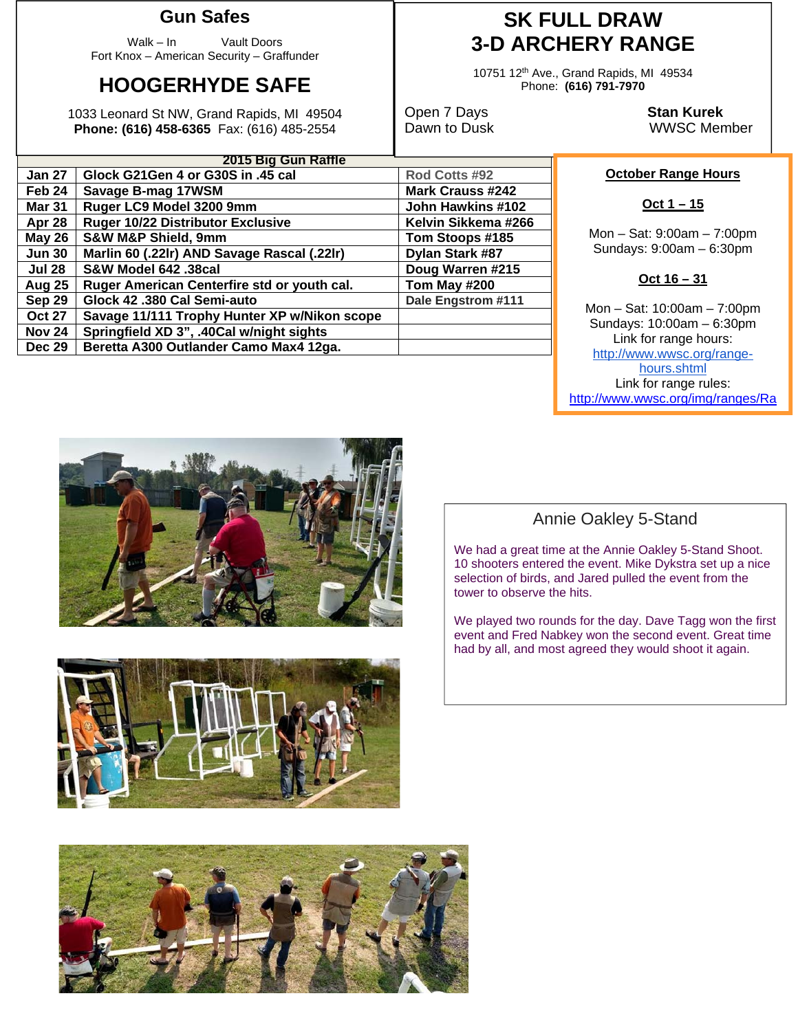## Gun Safes

Walk – In Vault Doors
Fort Knox – American Security – Graffunder

## HOOGERHYDE SAFE

1033 Leonard St NW, Grand Rapids, MI 49504
**Phone: (616) 458-6365** Fax: (616) 485-2554

## SK FULL DRAW 3-D ARCHERY RANGE

10751 12th Ave., Grand Rapids, MI 49534
Phone: **(616) 791-7970**

Open 7 Days
Dawn to Dusk

**Stan Kurek**
WWSC Member

**2015 Big Gun Raffle**

| Date | Gun | Winner |
|---|---|---|
| Jan 27 | Glock G21Gen 4 or G30S in .45 cal | Rod Cotts #92 |
| Feb 24 | Savage B-mag 17WSM | Mark Crauss #242 |
| Mar 31 | Ruger LC9 Model 3200 9mm | John Hawkins #102 |
| Apr 28 | Ruger 10/22 Distributor Exclusive | Kelvin Sikkema #266 |
| May 26 | S&W M&P Shield, 9mm | Tom Stoops #185 |
| Jun 30 | Marlin 60 (.22lr) AND Savage Rascal (.22lr) | Dylan Stark #87 |
| Jul 28 | S&W Model 642 .38cal | Doug Warren #215 |
| Aug 25 | Ruger American Centerfire std or youth cal. | Tom May #200 |
| Sep 29 | Glock 42 .380 Cal Semi-auto | Dale Engstrom #111 |
| Oct 27 | Savage 11/111 Trophy Hunter XP w/Nikon scope | |
| Nov 24 | Springfield XD 3", .40Cal w/night sights | |
| Dec 29 | Beretta A300 Outlander Camo Max4 12ga. | |

### October Range Hours

**Oct 1 – 15**

Mon – Sat: 9:00am – 7:00pm
Sundays: 9:00am – 6:30pm

**Oct 16 – 31**

Mon – Sat: 10:00am – 7:00pm
Sundays: 10:00am – 6:30pm
Link for range hours:
http://www.wwsc.org/range-hours.shtml
Link for range rules:
http://www.wwsc.org/img/ranges/Ra

## Annie Oakley 5-Stand

We had a great time at the Annie Oakley 5-Stand Shoot. 10 shooters entered the event. Mike Dykstra set up a nice selection of birds, and Jared pulled the event from the tower to observe the hits.

We played two rounds for the day. Dave Tagg won the first event and Fred Nabkey won the second event. Great time had by all, and most agreed they would shoot it again.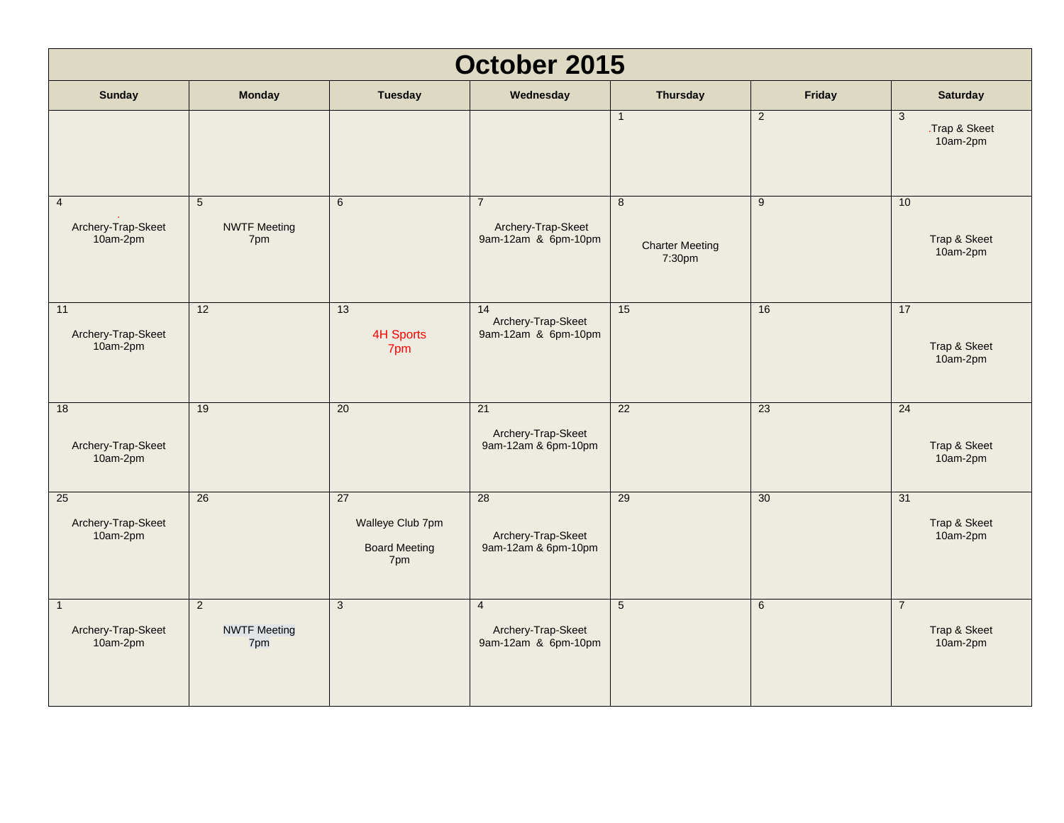# October 2015

| Sunday | Monday | Tuesday | Wednesday | Thursday | Friday | Saturday |
|---|---|---|---|---|---|---|
| | | | | 1 | 2 | 3 .Trap & Skeet 10am-2pm |
| 4 . Archery-Trap-Skeet 10am-2pm | 5 NWTF Meeting 7pm | 6 | 7 Archery-Trap-Skeet 9am-12am & 6pm-10pm | 8 Charter Meeting 7:30pm | 9 | 10 Trap & Skeet 10am-2pm |
| 11 Archery-Trap-Skeet 10am-2pm | 12 | 13 4H Sports 7pm | 14 Archery-Trap-Skeet 9am-12am & 6pm-10pm | 15 | 16 | 17 Trap & Skeet 10am-2pm |
| 18 Archery-Trap-Skeet 10am-2pm | 19 | 20 | 21 Archery-Trap-Skeet 9am-12am & 6pm-10pm | 22 | 23 | 24 Trap & Skeet 10am-2pm |
| 25 Archery-Trap-Skeet 10am-2pm | 26 | 27 Walleye Club 7pm Board Meeting 7pm | 28 Archery-Trap-Skeet 9am-12am & 6pm-10pm | 29 | 30 | 31 Trap & Skeet 10am-2pm |
| 1 Archery-Trap-Skeet 10am-2pm | 2 NWTF Meeting 7pm | 3 | 4 Archery-Trap-Skeet 9am-12am & 6pm-10pm | 5 | 6 | 7 Trap & Skeet 10am-2pm |